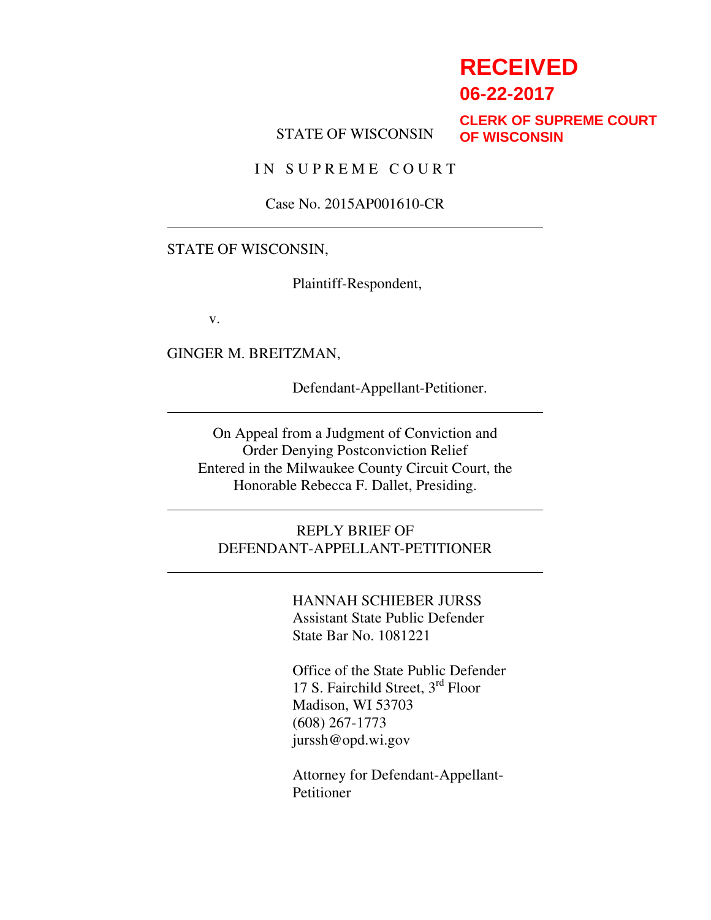**RECEIVED**
**06-22-2017**
**CLERK OF SUPREME COURT OF WISCONSIN**

STATE OF WISCONSIN

IN SUPREME COURT

Case No. 2015AP001610-CR

---

STATE OF WISCONSIN,

Plaintiff-Respondent,

v.

GINGER M. BREITZMAN,

Defendant-Appellant-Petitioner.

---

On Appeal from a Judgment of Conviction and Order Denying Postconviction Relief Entered in the Milwaukee County Circuit Court, the Honorable Rebecca F. Dallet, Presiding.

---

REPLY BRIEF OF DEFENDANT-APPELLANT-PETITIONER

---

HANNAH SCHIEBER JURSS
Assistant State Public Defender
State Bar No. 1081221

Office of the State Public Defender
17 S. Fairchild Street, 3rd Floor
Madison, WI 53703
(608) 267-1773
jurssh@opd.wi.gov

Attorney for Defendant-Appellant-Petitioner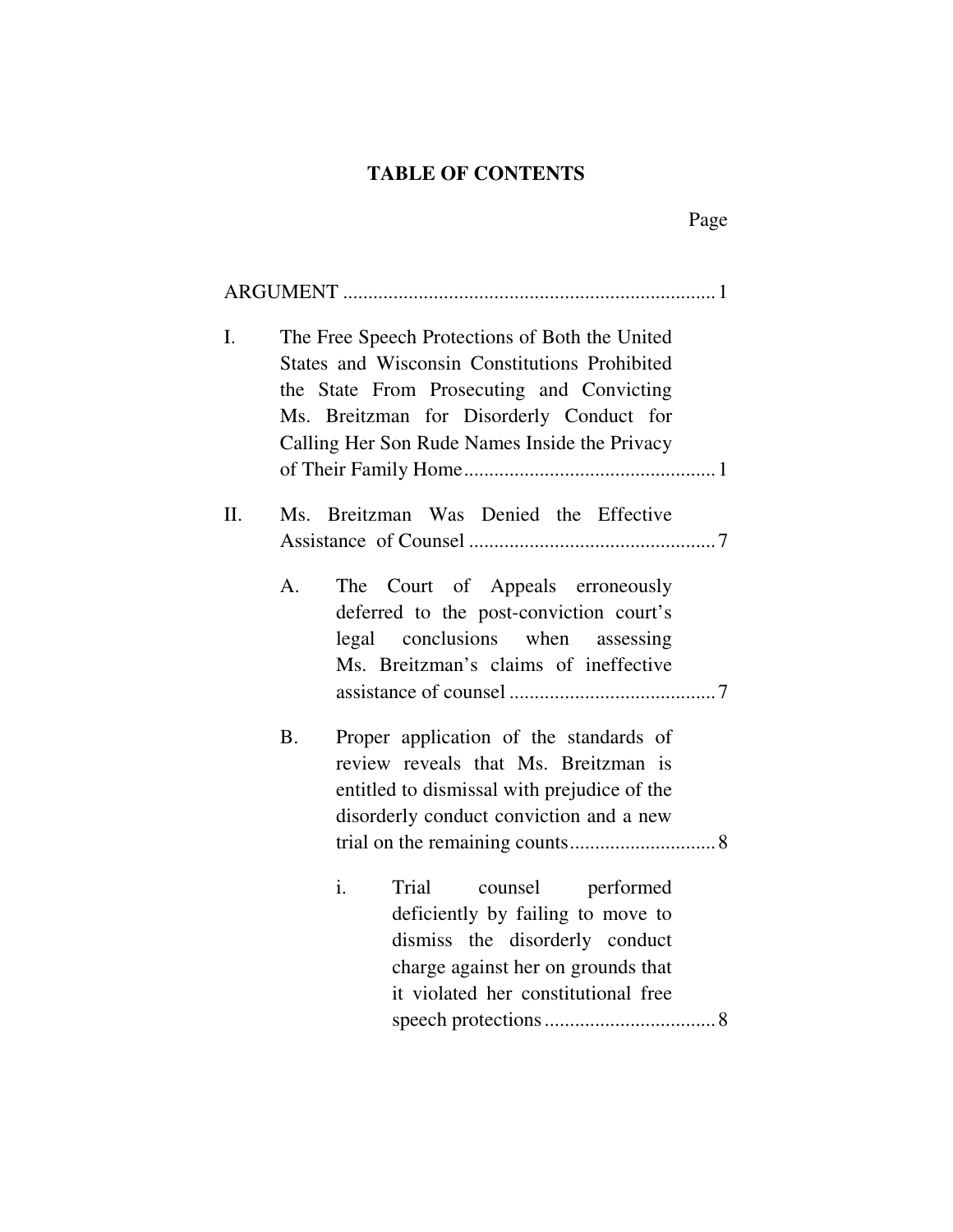# TABLE OF CONTENTS

Page

ARGUMENT ........................................................................ 1

I. The Free Speech Protections of Both the United States and Wisconsin Constitutions Prohibited the State From Prosecuting and Convicting Ms. Breitzman for Disorderly Conduct for Calling Her Son Rude Names Inside the Privacy of Their Family Home ................................................. 1

II. Ms. Breitzman Was Denied the Effective Assistance of Counsel ................................................ 7

   A. The Court of Appeals erroneously deferred to the post-conviction court's legal conclusions when assessing Ms. Breitzman's claims of ineffective assistance of counsel ........................................ 7

   B. Proper application of the standards of review reveals that Ms. Breitzman is entitled to dismissal with prejudice of the disorderly conduct conviction and a new trial on the remaining counts ............................ 8

      i. Trial counsel performed deficiently by failing to move to dismiss the disorderly conduct charge against her on grounds that it violated her constitutional free speech protections ................................. 8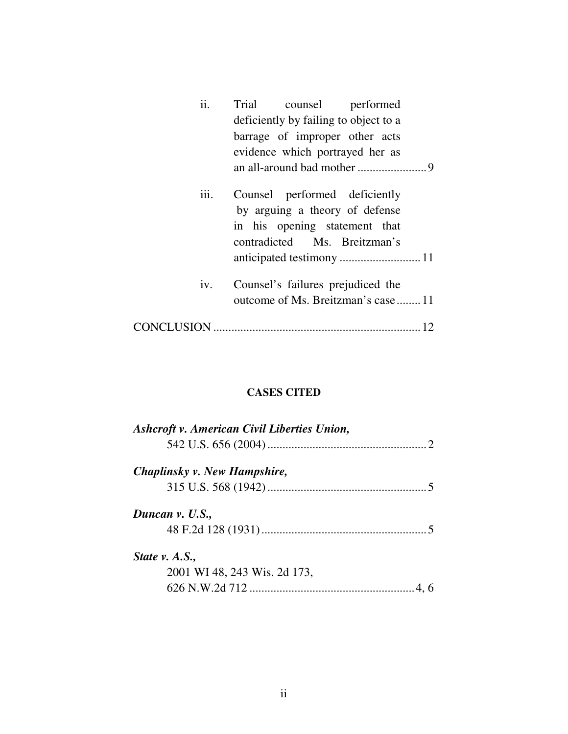ii. Trial counsel performed deficiently by failing to object to a barrage of improper other acts evidence which portrayed her as an all-around bad mother ....................... 9

iii. Counsel performed deficiently by arguing a theory of defense in his opening statement that contradicted Ms. Breitzman's anticipated testimony ........................... 11

iv. Counsel's failures prejudiced the outcome of Ms. Breitzman's case ........ 11

CONCLUSION .................................................................... 12

**CASES CITED**

***Ashcroft v. American Civil Liberties Union,***
542 U.S. 656 (2004) .................................................... 2

***Chaplinsky v. New Hampshire,***
315 U.S. 568 (1942) .................................................... 5

***Duncan v. U.S.,***
48 F.2d 128 (1931) ...................................................... 5

***State v. A.S.,***
2001 WI 48, 243 Wis. 2d 173,
626 N.W.2d 712 ...................................................... 4, 6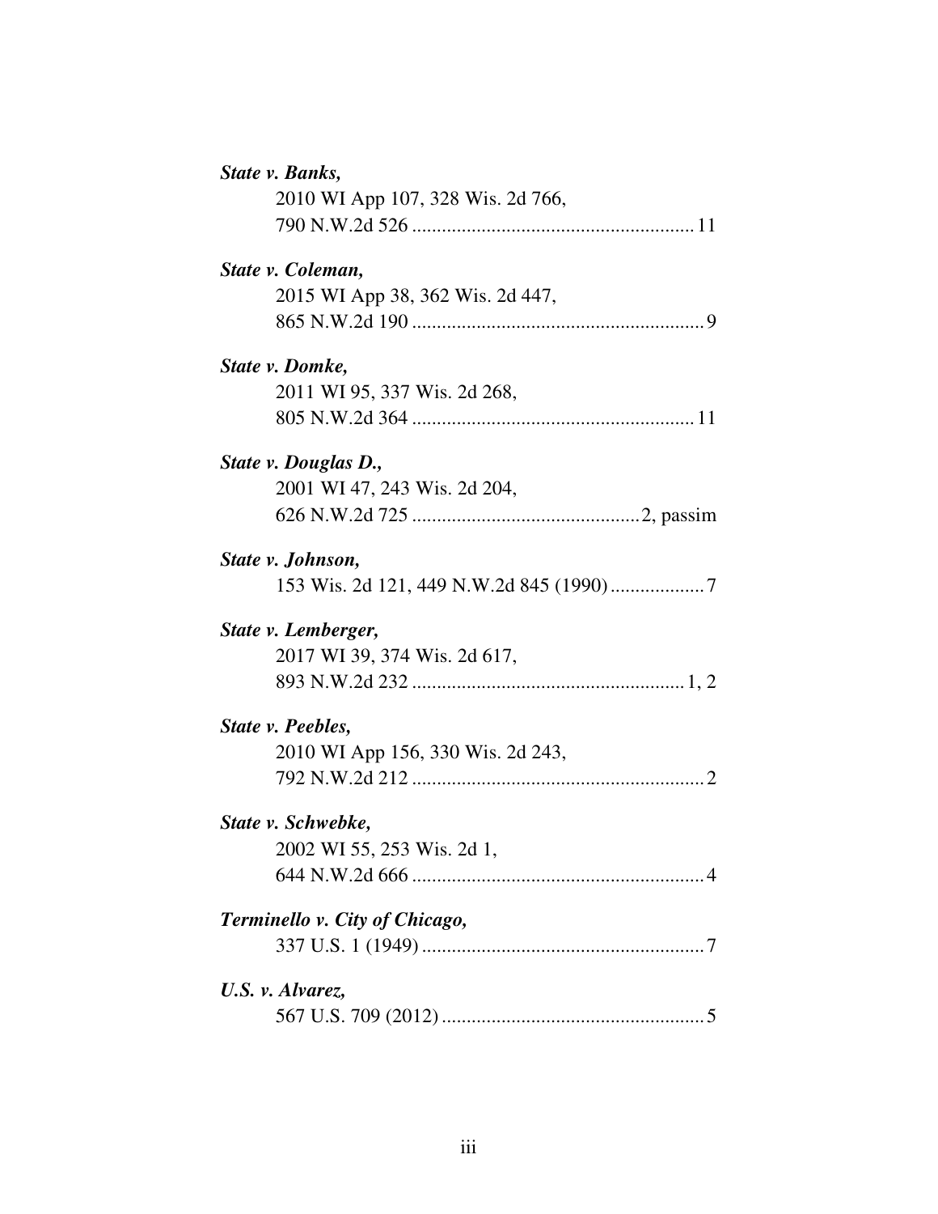***State v. Banks,***
2010 WI App 107, 328 Wis. 2d 766,
790 N.W.2d 526 ........................................................ 11

***State v. Coleman,***
2015 WI App 38, 362 Wis. 2d 447,
865 N.W.2d 190 .......................................................... 9

***State v. Domke,***
2011 WI 95, 337 Wis. 2d 268,
805 N.W.2d 364 ........................................................ 11

***State v. Douglas D.,***
2001 WI 47, 243 Wis. 2d 204,
626 N.W.2d 725 .............................................2, passim

***State v. Johnson,***
153 Wis. 2d 121, 449 N.W.2d 845 (1990) ................... 7

***State v. Lemberger,***
2017 WI 39, 374 Wis. 2d 617,
893 N.W.2d 232 ...................................................... 1, 2

***State v. Peebles,***
2010 WI App 156, 330 Wis. 2d 243,
792 N.W.2d 212 .......................................................... 2

***State v. Schwebke,***
2002 WI 55, 253 Wis. 2d 1,
644 N.W.2d 666 .......................................................... 4

***Terminello v. City of Chicago,***
337 U.S. 1 (1949) ........................................................ 7

***U.S. v. Alvarez,***
567 U.S. 709 (2012) .................................................... 5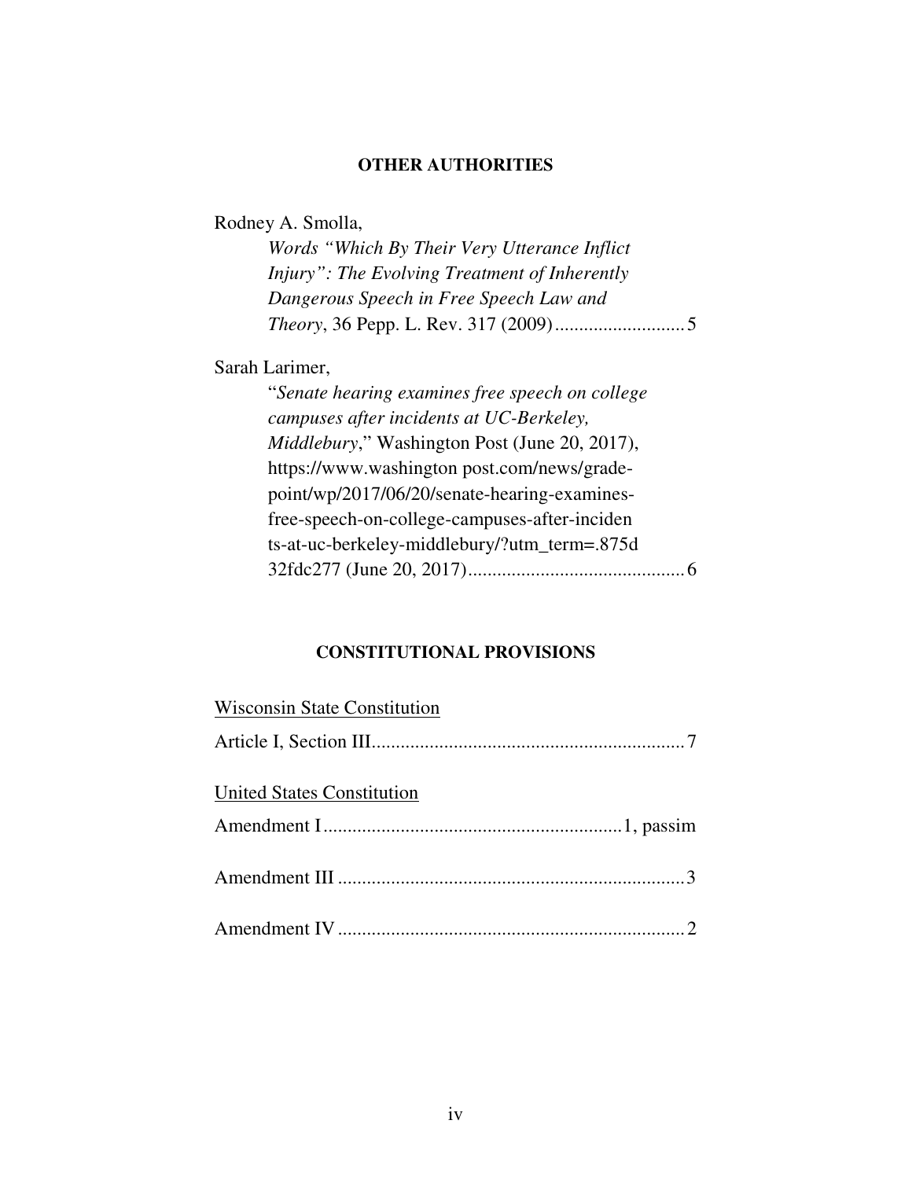## OTHER AUTHORITIES

Rodney A. Smolla,
*Words "Which By Their Very Utterance Inflict Injury": The Evolving Treatment of Inherently Dangerous Speech in Free Speech Law and Theory*, 36 Pepp. L. Rev. 317 (2009).......................... 5

Sarah Larimer,
"*Senate hearing examines free speech on college campuses after incidents at UC-Berkeley, Middlebury*," Washington Post (June 20, 2017), https://www.washington post.com/news/grade-point/wp/2017/06/20/senate-hearing-examines-free-speech-on-college-campuses-after-incidents-at-uc-berkeley-middlebury/?utm_term=.875d32fdc277 (June 20, 2017)............................................ 6

## CONSTITUTIONAL PROVISIONS

Wisconsin State Constitution

Article I, Section III................................................................ 7

United States Constitution

Amendment I.............................................................1, passim

Amendment III ....................................................................... 3

Amendment IV ....................................................................... 2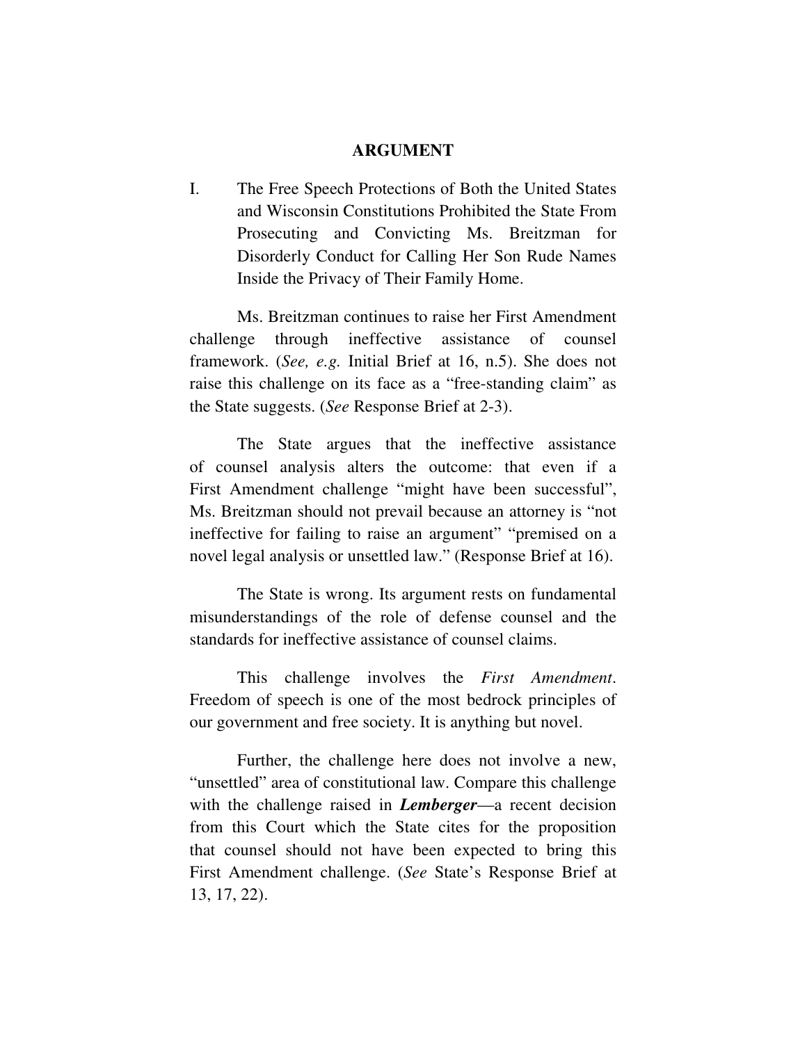## ARGUMENT

I. The Free Speech Protections of Both the United States and Wisconsin Constitutions Prohibited the State From Prosecuting and Convicting Ms. Breitzman for Disorderly Conduct for Calling Her Son Rude Names Inside the Privacy of Their Family Home.

Ms. Breitzman continues to raise her First Amendment challenge through ineffective assistance of counsel framework. (*See, e.g.* Initial Brief at 16, n.5). She does not raise this challenge on its face as a "free-standing claim" as the State suggests. (*See* Response Brief at 2-3).

The State argues that the ineffective assistance of counsel analysis alters the outcome: that even if a First Amendment challenge "might have been successful", Ms. Breitzman should not prevail because an attorney is "not ineffective for failing to raise an argument" "premised on a novel legal analysis or unsettled law." (Response Brief at 16).

The State is wrong. Its argument rests on fundamental misunderstandings of the role of defense counsel and the standards for ineffective assistance of counsel claims.

This challenge involves the *First Amendment*. Freedom of speech is one of the most bedrock principles of our government and free society. It is anything but novel.

Further, the challenge here does not involve a new, "unsettled" area of constitutional law. Compare this challenge with the challenge raised in ***Lemberger***—a recent decision from this Court which the State cites for the proposition that counsel should not have been expected to bring this First Amendment challenge. (*See* State's Response Brief at 13, 17, 22).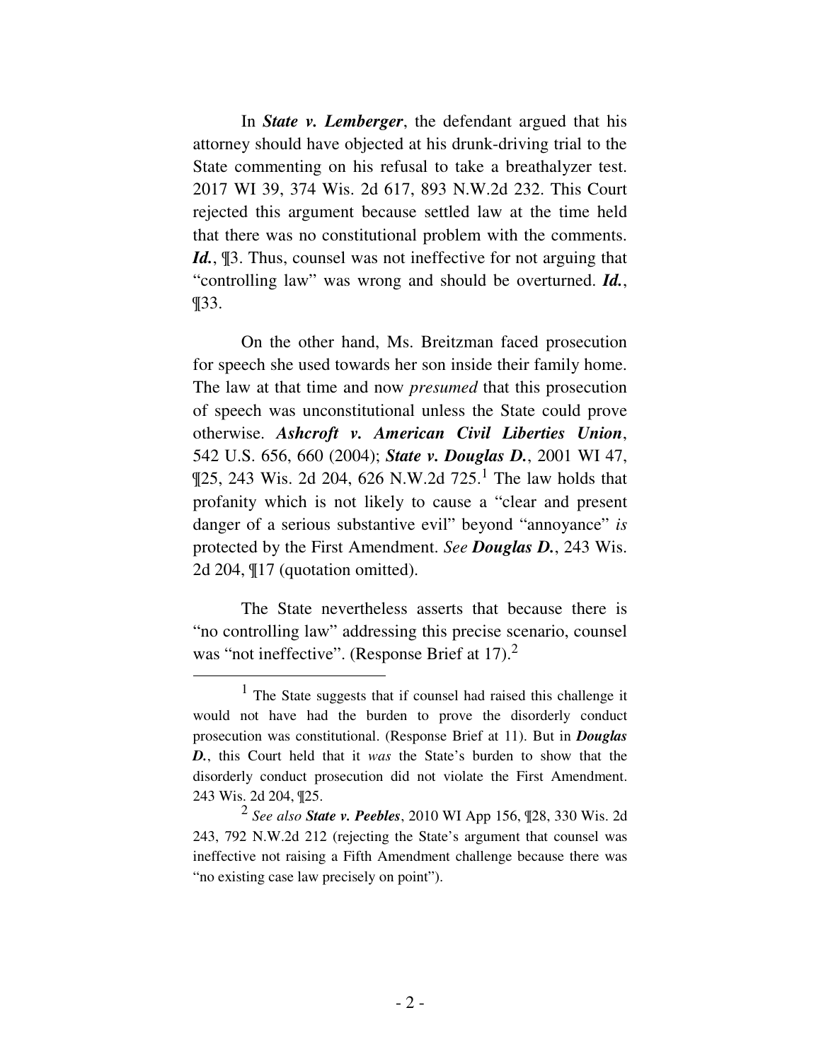In ***State v. Lemberger***, the defendant argued that his attorney should have objected at his drunk-driving trial to the State commenting on his refusal to take a breathalyzer test. 2017 WI 39, 374 Wis. 2d 617, 893 N.W.2d 232. This Court rejected this argument because settled law at the time held that there was no constitutional problem with the comments. ***Id.***, ¶3. Thus, counsel was not ineffective for not arguing that "controlling law" was wrong and should be overturned. ***Id.***, ¶33.

On the other hand, Ms. Breitzman faced prosecution for speech she used towards her son inside their family home. The law at that time and now *presumed* that this prosecution of speech was unconstitutional unless the State could prove otherwise. ***Ashcroft v. American Civil Liberties Union***, 542 U.S. 656, 660 (2004); ***State v. Douglas D.***, 2001 WI 47, ¶25, 243 Wis. 2d 204, 626 N.W.2d 725.[1] The law holds that profanity which is not likely to cause a "clear and present danger of a serious substantive evil" beyond "annoyance" *is* protected by the First Amendment. *See* ***Douglas D.***, 243 Wis. 2d 204, ¶17 (quotation omitted).

The State nevertheless asserts that because there is "no controlling law" addressing this precise scenario, counsel was "not ineffective". (Response Brief at 17).[2]

---

[1] The State suggests that if counsel had raised this challenge it would not have had the burden to prove the disorderly conduct prosecution was constitutional. (Response Brief at 11). But in ***Douglas D.***, this Court held that it *was* the State's burden to show that the disorderly conduct prosecution did not violate the First Amendment. 243 Wis. 2d 204, ¶25.

[2] *See also* ***State v. Peebles***, 2010 WI App 156, ¶28, 330 Wis. 2d 243, 792 N.W.2d 212 (rejecting the State's argument that counsel was ineffective not raising a Fifth Amendment challenge because there was "no existing case law precisely on point").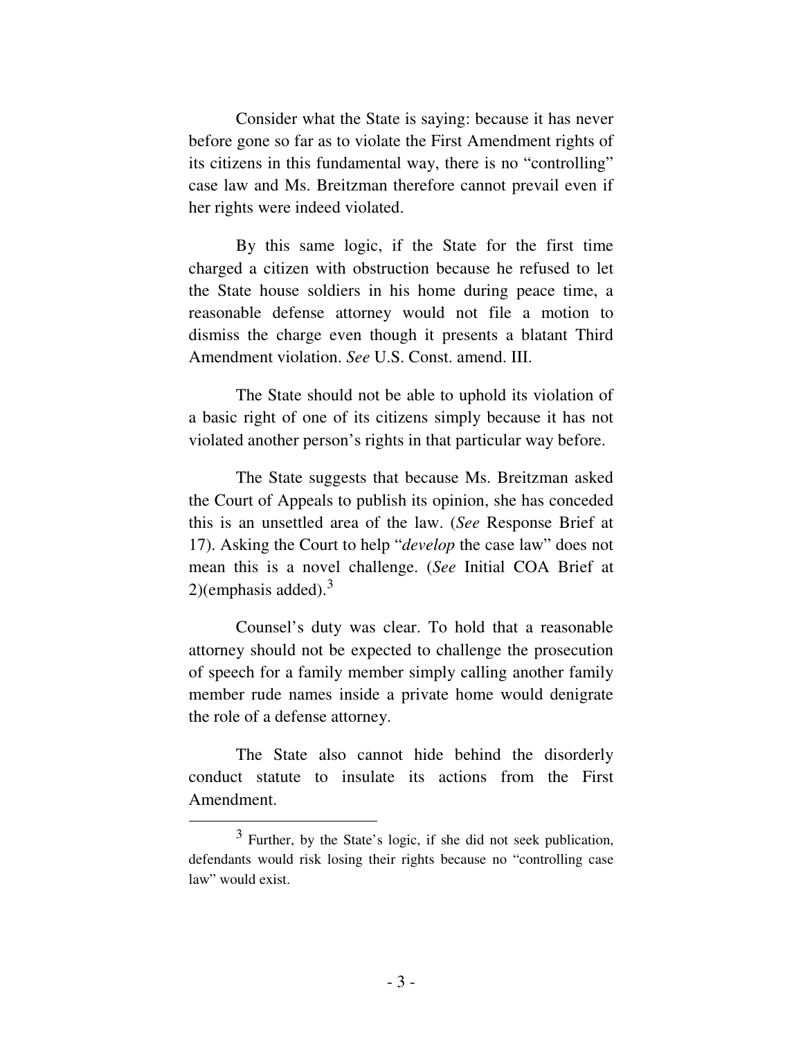Consider what the State is saying: because it has never before gone so far as to violate the First Amendment rights of its citizens in this fundamental way, there is no "controlling" case law and Ms. Breitzman therefore cannot prevail even if her rights were indeed violated.

By this same logic, if the State for the first time charged a citizen with obstruction because he refused to let the State house soldiers in his home during peace time, a reasonable defense attorney would not file a motion to dismiss the charge even though it presents a blatant Third Amendment violation. *See* U.S. Const. amend. III.

The State should not be able to uphold its violation of a basic right of one of its citizens simply because it has not violated another person's rights in that particular way before.

The State suggests that because Ms. Breitzman asked the Court of Appeals to publish its opinion, she has conceded this is an unsettled area of the law. (*See* Response Brief at 17). Asking the Court to help "*develop* the case law" does not mean this is a novel challenge. (*See* Initial COA Brief at 2)(emphasis added).[3]

Counsel's duty was clear. To hold that a reasonable attorney should not be expected to challenge the prosecution of speech for a family member simply calling another family member rude names inside a private home would denigrate the role of a defense attorney.

The State also cannot hide behind the disorderly conduct statute to insulate its actions from the First Amendment.

---

[3] Further, by the State's logic, if she did not seek publication, defendants would risk losing their rights because no "controlling case law" would exist.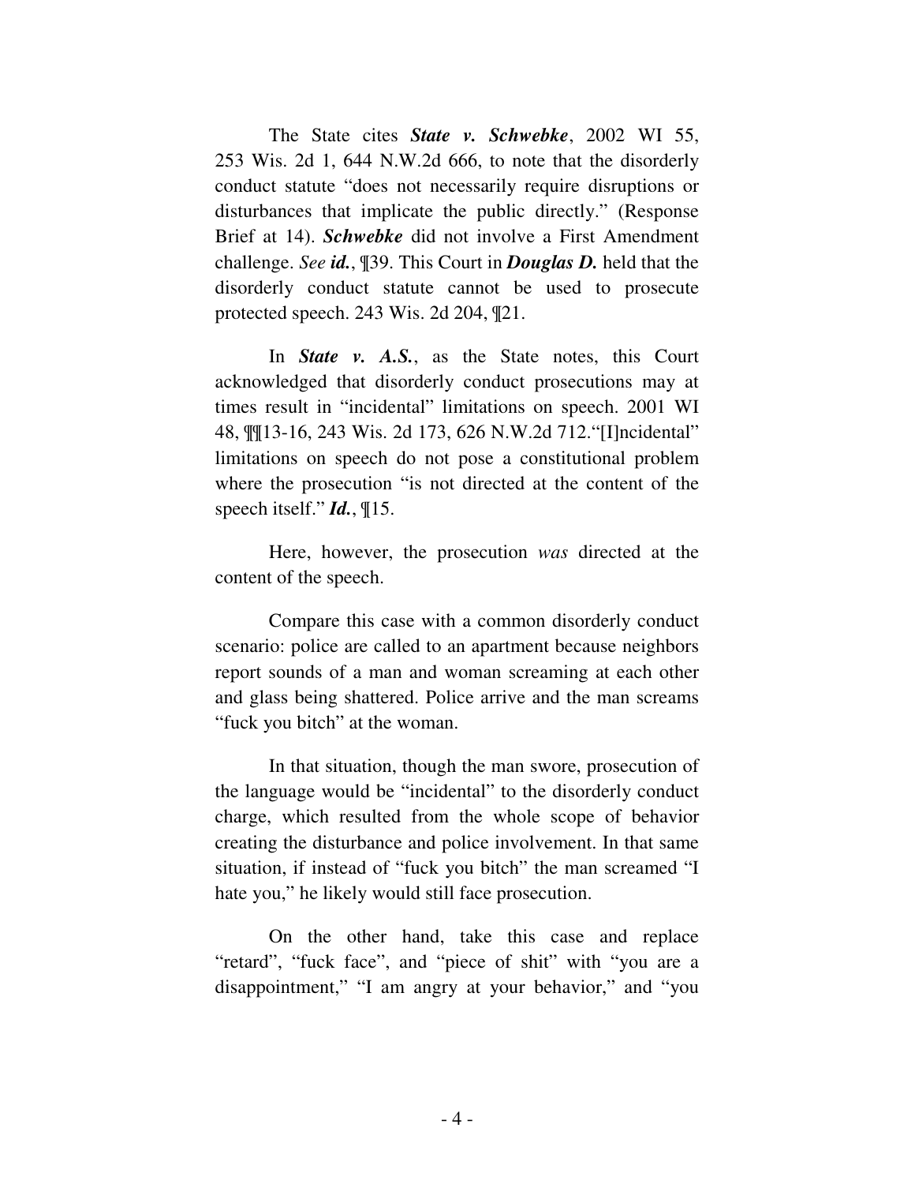The State cites ***State v. Schwebke***, 2002 WI 55, 253 Wis. 2d 1, 644 N.W.2d 666, to note that the disorderly conduct statute "does not necessarily require disruptions or disturbances that implicate the public directly." (Response Brief at 14). ***Schwebke*** did not involve a First Amendment challenge. *See* ***id.***, ¶39. This Court in ***Douglas D.*** held that the disorderly conduct statute cannot be used to prosecute protected speech. 243 Wis. 2d 204, ¶21.

In ***State v. A.S.***, as the State notes, this Court acknowledged that disorderly conduct prosecutions may at times result in "incidental" limitations on speech. 2001 WI 48, ¶¶13-16, 243 Wis. 2d 173, 626 N.W.2d 712."[I]ncidental" limitations on speech do not pose a constitutional problem where the prosecution "is not directed at the content of the speech itself." ***Id.***, ¶15.

Here, however, the prosecution *was* directed at the content of the speech.

Compare this case with a common disorderly conduct scenario: police are called to an apartment because neighbors report sounds of a man and woman screaming at each other and glass being shattered. Police arrive and the man screams "fuck you bitch" at the woman.

In that situation, though the man swore, prosecution of the language would be "incidental" to the disorderly conduct charge, which resulted from the whole scope of behavior creating the disturbance and police involvement. In that same situation, if instead of "fuck you bitch" the man screamed "I hate you," he likely would still face prosecution.

On the other hand, take this case and replace "retard", "fuck face", and "piece of shit" with "you are a disappointment," "I am angry at your behavior," and "you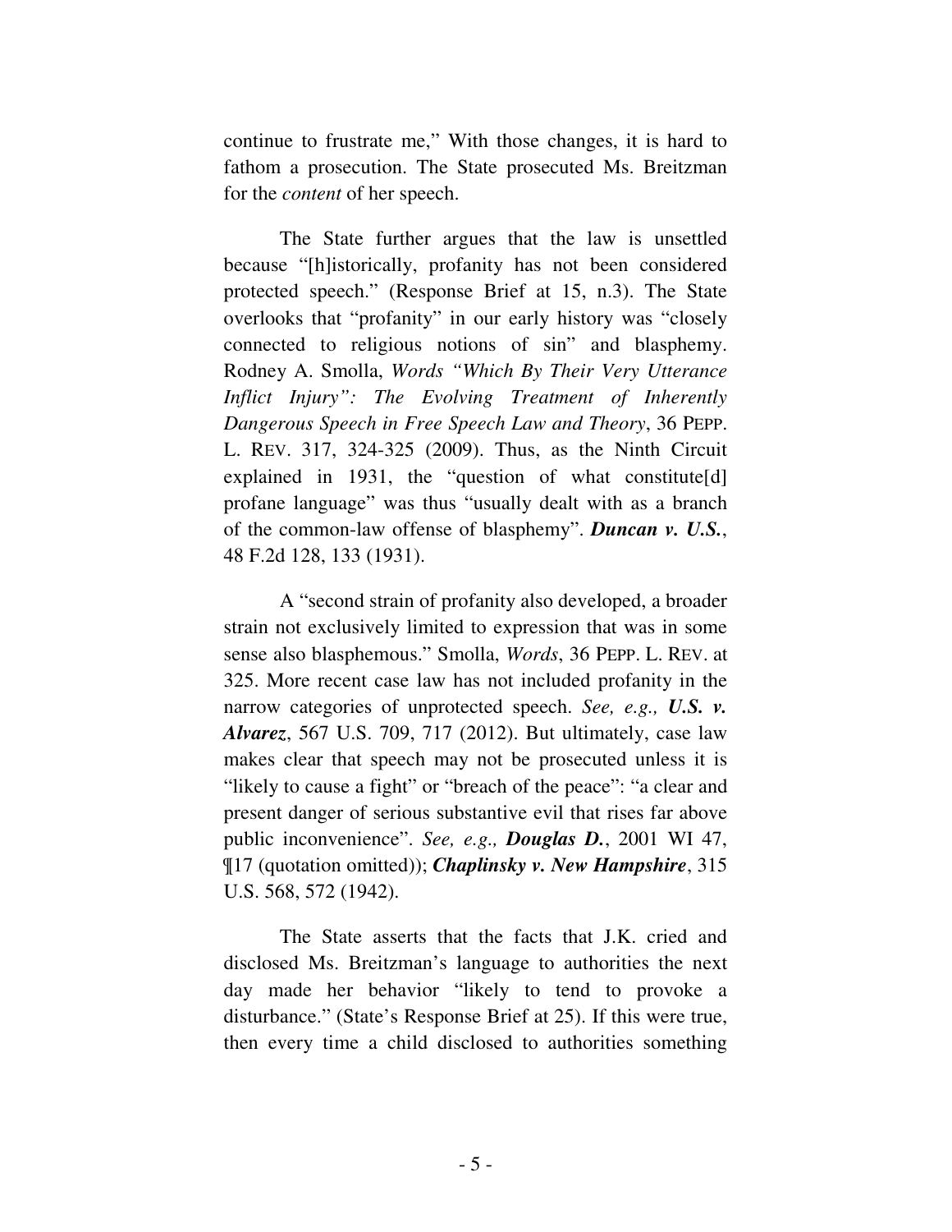continue to frustrate me," With those changes, it is hard to fathom a prosecution. The State prosecuted Ms. Breitzman for the *content* of her speech.

The State further argues that the law is unsettled because "[h]istorically, profanity has not been considered protected speech." (Response Brief at 15, n.3). The State overlooks that "profanity" in our early history was "closely connected to religious notions of sin" and blasphemy. Rodney A. Smolla, *Words "Which By Their Very Utterance Inflict Injury": The Evolving Treatment of Inherently Dangerous Speech in Free Speech Law and Theory*, 36 PEPP. L. REV. 317, 324-325 (2009). Thus, as the Ninth Circuit explained in 1931, the "question of what constitute[d] profane language" was thus "usually dealt with as a branch of the common-law offense of blasphemy". ***Duncan v. U.S.***, 48 F.2d 128, 133 (1931).

A "second strain of profanity also developed, a broader strain not exclusively limited to expression that was in some sense also blasphemous." Smolla, *Words*, 36 PEPP. L. REV. at 325. More recent case law has not included profanity in the narrow categories of unprotected speech. *See, e.g.,* ***U.S. v. Alvarez***, 567 U.S. 709, 717 (2012). But ultimately, case law makes clear that speech may not be prosecuted unless it is "likely to cause a fight" or "breach of the peace": "a clear and present danger of serious substantive evil that rises far above public inconvenience". *See, e.g.,* ***Douglas D.***, 2001 WI 47, ¶17 (quotation omitted)); ***Chaplinsky v. New Hampshire***, 315 U.S. 568, 572 (1942).

The State asserts that the facts that J.K. cried and disclosed Ms. Breitzman's language to authorities the next day made her behavior "likely to tend to provoke a disturbance." (State's Response Brief at 25). If this were true, then every time a child disclosed to authorities something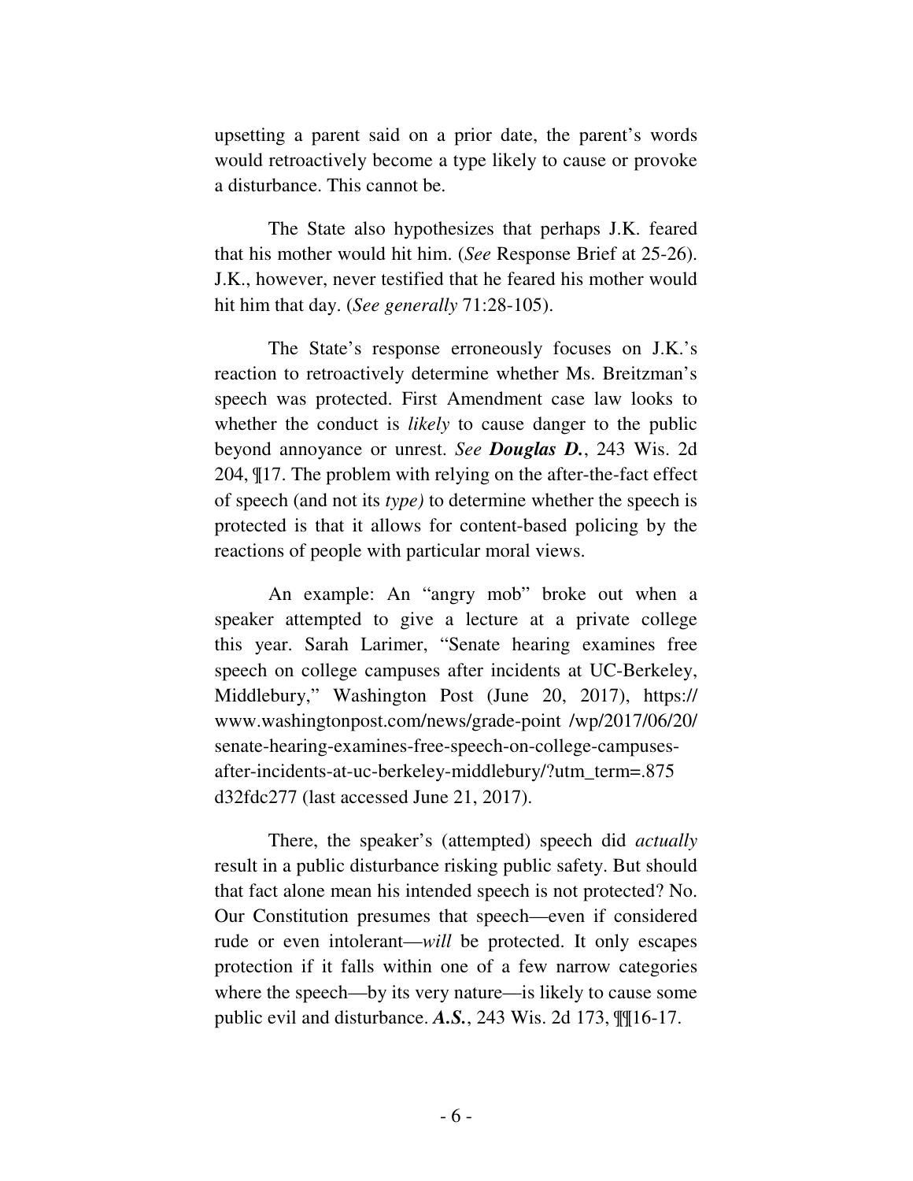upsetting a parent said on a prior date, the parent's words would retroactively become a type likely to cause or provoke a disturbance. This cannot be.

The State also hypothesizes that perhaps J.K. feared that his mother would hit him. (*See* Response Brief at 25-26). J.K., however, never testified that he feared his mother would hit him that day. (*See generally* 71:28-105).

The State's response erroneously focuses on J.K.'s reaction to retroactively determine whether Ms. Breitzman's speech was protected. First Amendment case law looks to whether the conduct is *likely* to cause danger to the public beyond annoyance or unrest. *See* ***Douglas D.***, 243 Wis. 2d 204, ¶17. The problem with relying on the after-the-fact effect of speech (and not its *type)* to determine whether the speech is protected is that it allows for content-based policing by the reactions of people with particular moral views.

An example: An "angry mob" broke out when a speaker attempted to give a lecture at a private college this year. Sarah Larimer, "Senate hearing examines free speech on college campuses after incidents at UC-Berkeley, Middlebury," Washington Post (June 20, 2017), https://www.washingtonpost.com/news/grade-point /wp/2017/06/20/senate-hearing-examines-free-speech-on-college-campuses-after-incidents-at-uc-berkeley-middlebury/?utm_term=.875d32fdc277 (last accessed June 21, 2017).

There, the speaker's (attempted) speech did *actually* result in a public disturbance risking public safety. But should that fact alone mean his intended speech is not protected? No. Our Constitution presumes that speech—even if considered rude or even intolerant—*will* be protected. It only escapes protection if it falls within one of a few narrow categories where the speech—by its very nature—is likely to cause some public evil and disturbance. ***A.S.***, 243 Wis. 2d 173, ¶¶16-17.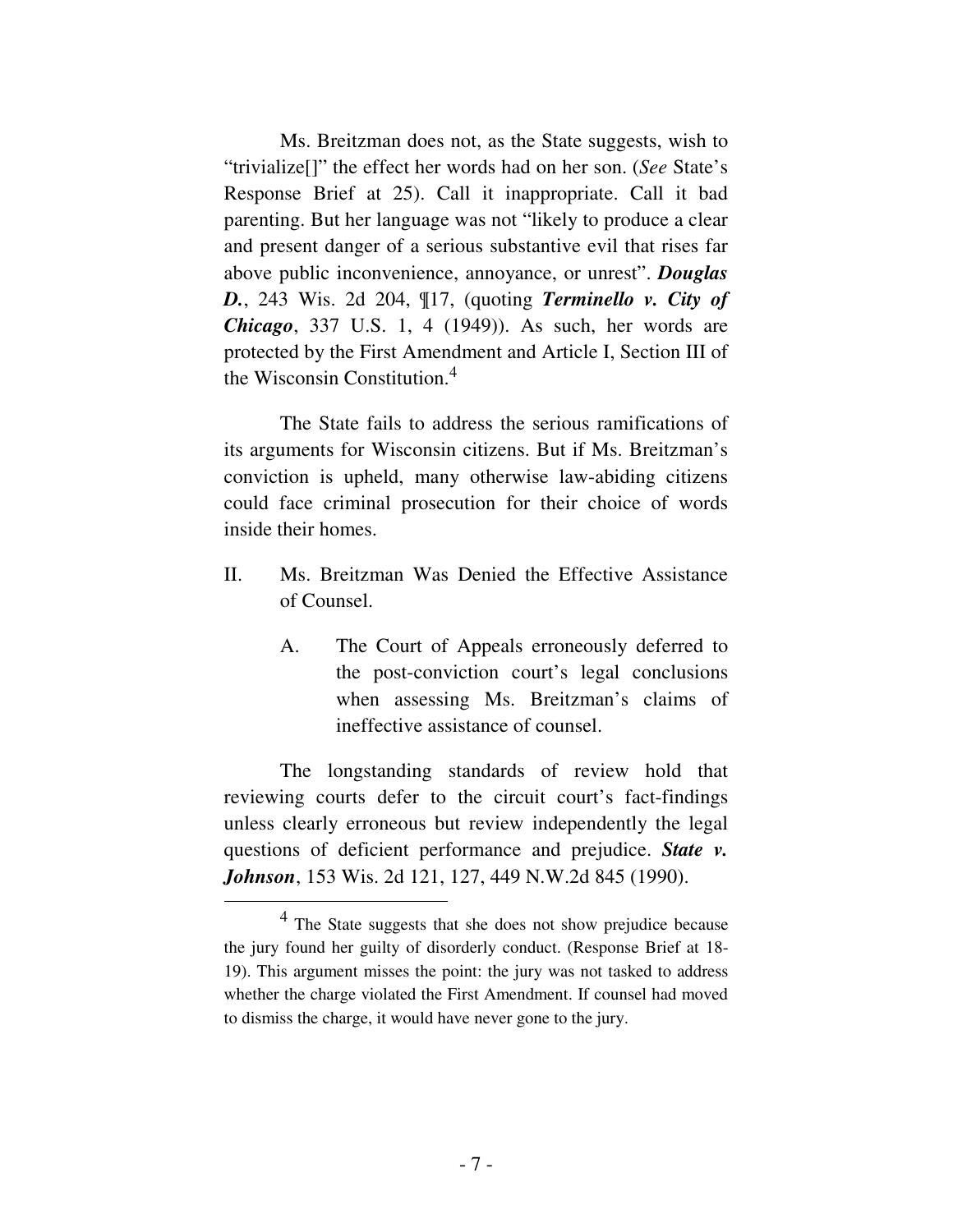Ms. Breitzman does not, as the State suggests, wish to "trivialize[]" the effect her words had on her son. (*See* State's Response Brief at 25). Call it inappropriate. Call it bad parenting. But her language was not "likely to produce a clear and present danger of a serious substantive evil that rises far above public inconvenience, annoyance, or unrest". ***Douglas D.***, 243 Wis. 2d 204, ¶17, (quoting ***Terminello v. City of Chicago***, 337 U.S. 1, 4 (1949)). As such, her words are protected by the First Amendment and Article I, Section III of the Wisconsin Constitution.[4]

The State fails to address the serious ramifications of its arguments for Wisconsin citizens. But if Ms. Breitzman's conviction is upheld, many otherwise law-abiding citizens could face criminal prosecution for their choice of words inside their homes.

II. Ms. Breitzman Was Denied the Effective Assistance of Counsel.

A. The Court of Appeals erroneously deferred to the post-conviction court's legal conclusions when assessing Ms. Breitzman's claims of ineffective assistance of counsel.

The longstanding standards of review hold that reviewing courts defer to the circuit court's fact-findings unless clearly erroneous but review independently the legal questions of deficient performance and prejudice. ***State v. Johnson***, 153 Wis. 2d 121, 127, 449 N.W.2d 845 (1990).

---

[4] The State suggests that she does not show prejudice because the jury found her guilty of disorderly conduct. (Response Brief at 18-19). This argument misses the point: the jury was not tasked to address whether the charge violated the First Amendment. If counsel had moved to dismiss the charge, it would have never gone to the jury.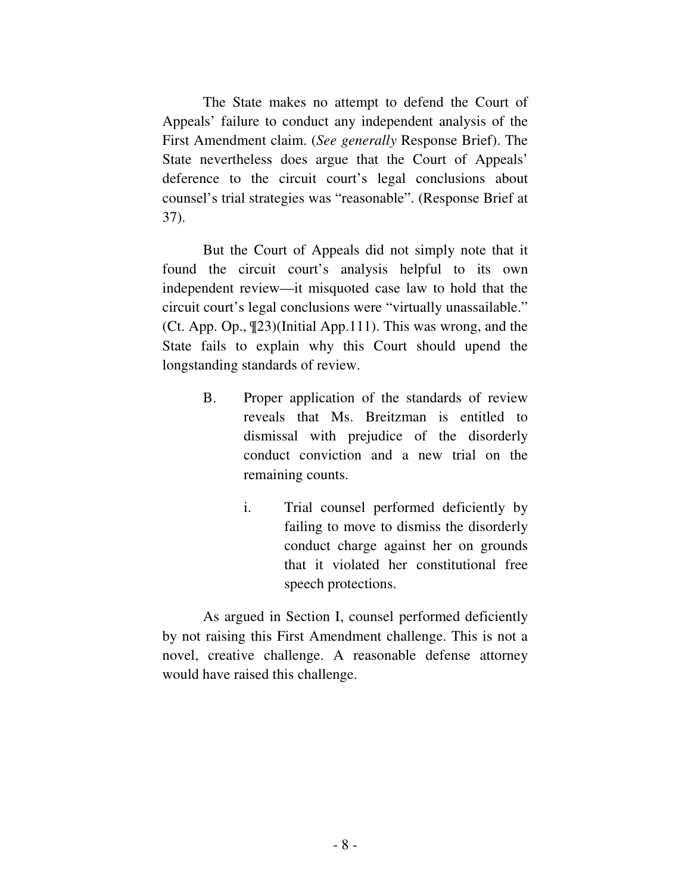The State makes no attempt to defend the Court of Appeals' failure to conduct any independent analysis of the First Amendment claim. (*See generally* Response Brief). The State nevertheless does argue that the Court of Appeals' deference to the circuit court's legal conclusions about counsel's trial strategies was "reasonable". (Response Brief at 37).

But the Court of Appeals did not simply note that it found the circuit court's analysis helpful to its own independent review—it misquoted case law to hold that the circuit court's legal conclusions were "virtually unassailable." (Ct. App. Op., ¶23)(Initial App.111). This was wrong, and the State fails to explain why this Court should upend the longstanding standards of review.

B. Proper application of the standards of review reveals that Ms. Breitzman is entitled to dismissal with prejudice of the disorderly conduct conviction and a new trial on the remaining counts.

i. Trial counsel performed deficiently by failing to move to dismiss the disorderly conduct charge against her on grounds that it violated her constitutional free speech protections.

As argued in Section I, counsel performed deficiently by not raising this First Amendment challenge. This is not a novel, creative challenge. A reasonable defense attorney would have raised this challenge.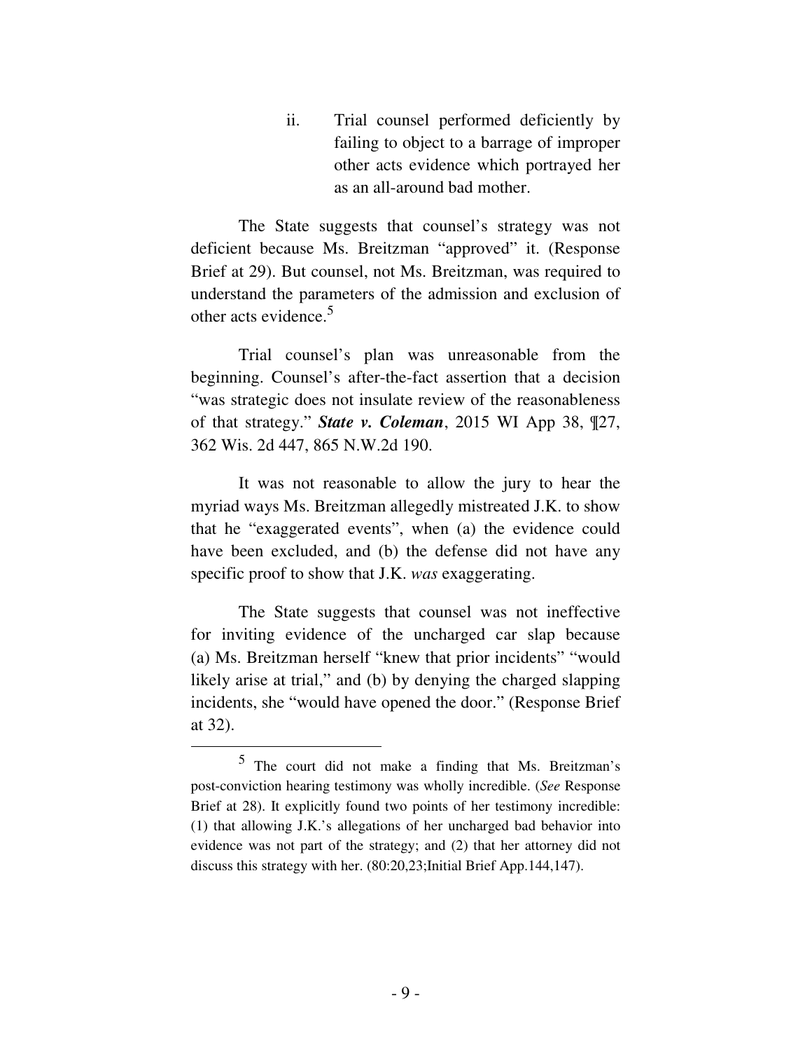ii. Trial counsel performed deficiently by failing to object to a barrage of improper other acts evidence which portrayed her as an all-around bad mother.

The State suggests that counsel's strategy was not deficient because Ms. Breitzman "approved" it. (Response Brief at 29). But counsel, not Ms. Breitzman, was required to understand the parameters of the admission and exclusion of other acts evidence.[5]

Trial counsel's plan was unreasonable from the beginning. Counsel's after-the-fact assertion that a decision "was strategic does not insulate review of the reasonableness of that strategy." ***State v. Coleman***, 2015 WI App 38, ¶27, 362 Wis. 2d 447, 865 N.W.2d 190.

It was not reasonable to allow the jury to hear the myriad ways Ms. Breitzman allegedly mistreated J.K. to show that he "exaggerated events", when (a) the evidence could have been excluded, and (b) the defense did not have any specific proof to show that J.K. *was* exaggerating.

The State suggests that counsel was not ineffective for inviting evidence of the uncharged car slap because (a) Ms. Breitzman herself "knew that prior incidents" "would likely arise at trial," and (b) by denying the charged slapping incidents, she "would have opened the door." (Response Brief at 32).

---

[5] The court did not make a finding that Ms. Breitzman's post-conviction hearing testimony was wholly incredible. (*See* Response Brief at 28). It explicitly found two points of her testimony incredible: (1) that allowing J.K.'s allegations of her uncharged bad behavior into evidence was not part of the strategy; and (2) that her attorney did not discuss this strategy with her. (80:20,23;Initial Brief App.144,147).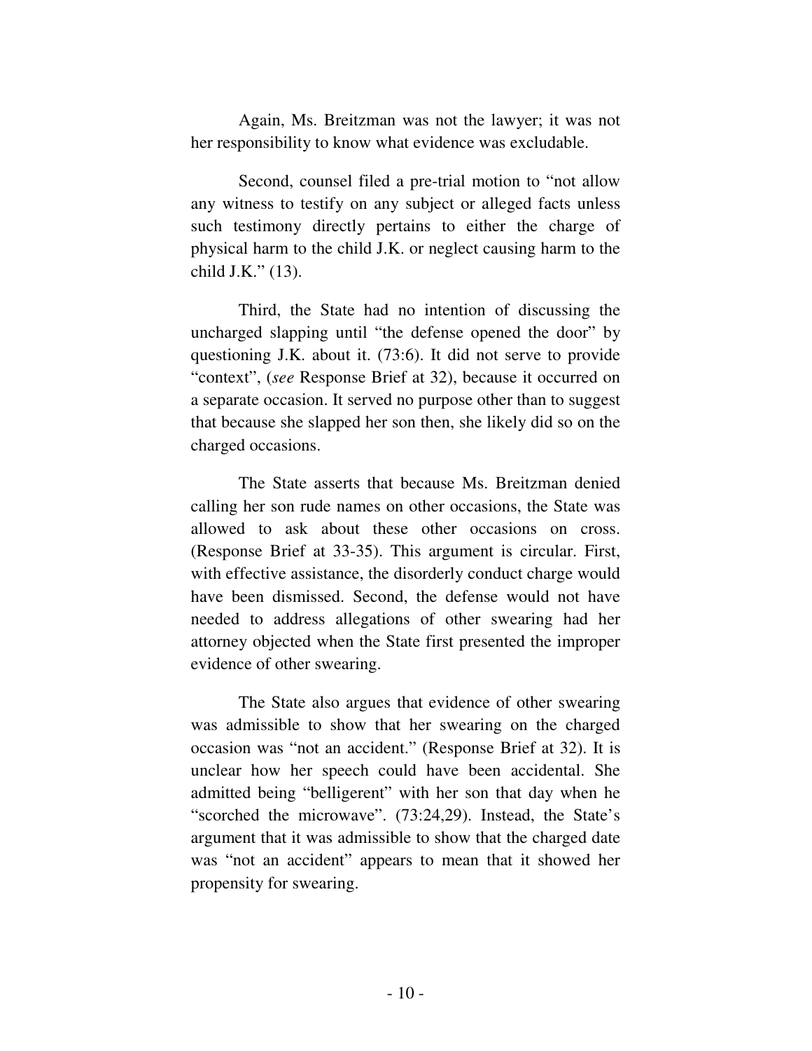Again, Ms. Breitzman was not the lawyer; it was not her responsibility to know what evidence was excludable.

Second, counsel filed a pre-trial motion to "not allow any witness to testify on any subject or alleged facts unless such testimony directly pertains to either the charge of physical harm to the child J.K. or neglect causing harm to the child J.K." (13).

Third, the State had no intention of discussing the uncharged slapping until "the defense opened the door" by questioning J.K. about it. (73:6). It did not serve to provide "context", (*see* Response Brief at 32), because it occurred on a separate occasion. It served no purpose other than to suggest that because she slapped her son then, she likely did so on the charged occasions.

The State asserts that because Ms. Breitzman denied calling her son rude names on other occasions, the State was allowed to ask about these other occasions on cross. (Response Brief at 33-35). This argument is circular. First, with effective assistance, the disorderly conduct charge would have been dismissed. Second, the defense would not have needed to address allegations of other swearing had her attorney objected when the State first presented the improper evidence of other swearing.

The State also argues that evidence of other swearing was admissible to show that her swearing on the charged occasion was "not an accident." (Response Brief at 32). It is unclear how her speech could have been accidental. She admitted being "belligerent" with her son that day when he "scorched the microwave". (73:24,29). Instead, the State's argument that it was admissible to show that the charged date was "not an accident" appears to mean that it showed her propensity for swearing.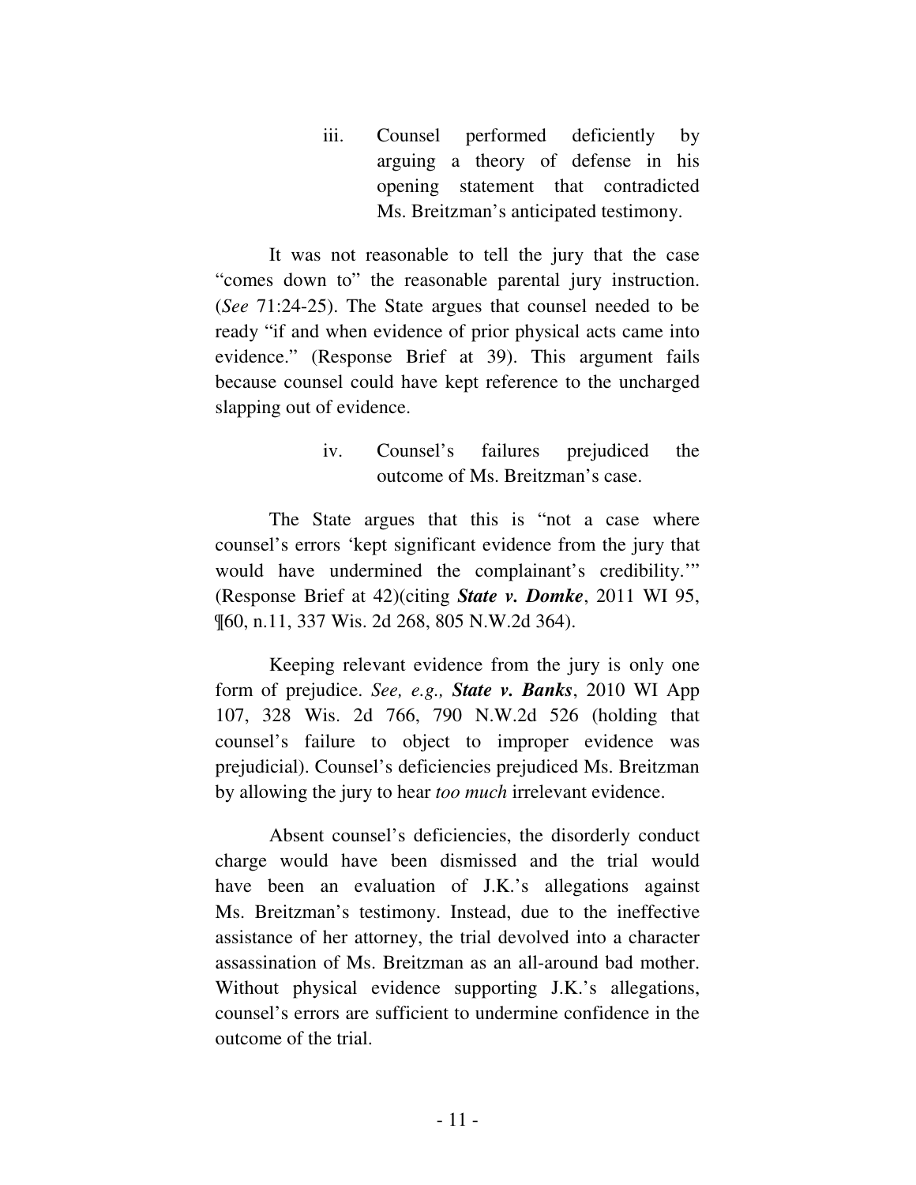iii. Counsel performed deficiently by arguing a theory of defense in his opening statement that contradicted Ms. Breitzman's anticipated testimony.

It was not reasonable to tell the jury that the case "comes down to" the reasonable parental jury instruction. (*See* 71:24-25). The State argues that counsel needed to be ready "if and when evidence of prior physical acts came into evidence." (Response Brief at 39). This argument fails because counsel could have kept reference to the uncharged slapping out of evidence.

iv. Counsel's failures prejudiced the outcome of Ms. Breitzman's case.

The State argues that this is "not a case where counsel's errors 'kept significant evidence from the jury that would have undermined the complainant's credibility.'" (Response Brief at 42)(citing ***State v. Domke***, 2011 WI 95, ¶60, n.11, 337 Wis. 2d 268, 805 N.W.2d 364).

Keeping relevant evidence from the jury is only one form of prejudice. *See, e.g.,* ***State v. Banks***, 2010 WI App 107, 328 Wis. 2d 766, 790 N.W.2d 526 (holding that counsel's failure to object to improper evidence was prejudicial). Counsel's deficiencies prejudiced Ms. Breitzman by allowing the jury to hear *too much* irrelevant evidence.

Absent counsel's deficiencies, the disorderly conduct charge would have been dismissed and the trial would have been an evaluation of J.K.'s allegations against Ms. Breitzman's testimony. Instead, due to the ineffective assistance of her attorney, the trial devolved into a character assassination of Ms. Breitzman as an all-around bad mother. Without physical evidence supporting J.K.'s allegations, counsel's errors are sufficient to undermine confidence in the outcome of the trial.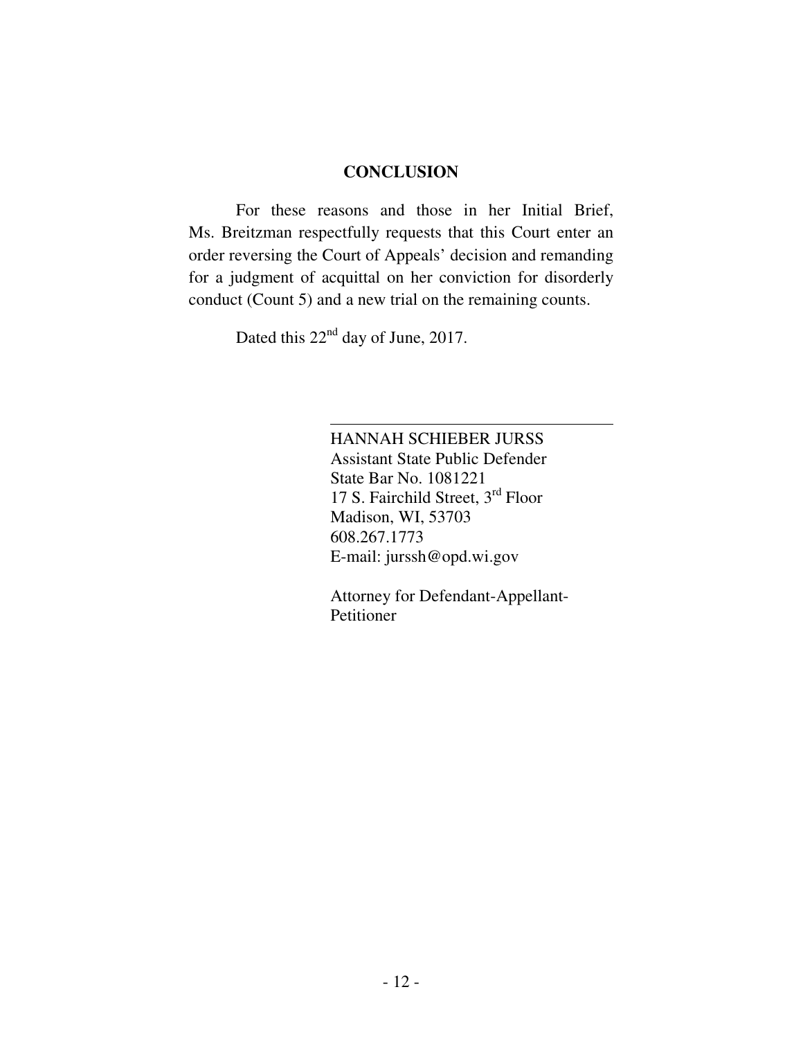## CONCLUSION

For these reasons and those in her Initial Brief, Ms. Breitzman respectfully requests that this Court enter an order reversing the Court of Appeals' decision and remanding for a judgment of acquittal on her conviction for disorderly conduct (Count 5) and a new trial on the remaining counts.

Dated this 22nd day of June, 2017.

HANNAH SCHIEBER JURSS
Assistant State Public Defender
State Bar No. 1081221
17 S. Fairchild Street, 3rd Floor
Madison, WI, 53703
608.267.1773
E-mail: jurssh@opd.wi.gov

Attorney for Defendant-Appellant-Petitioner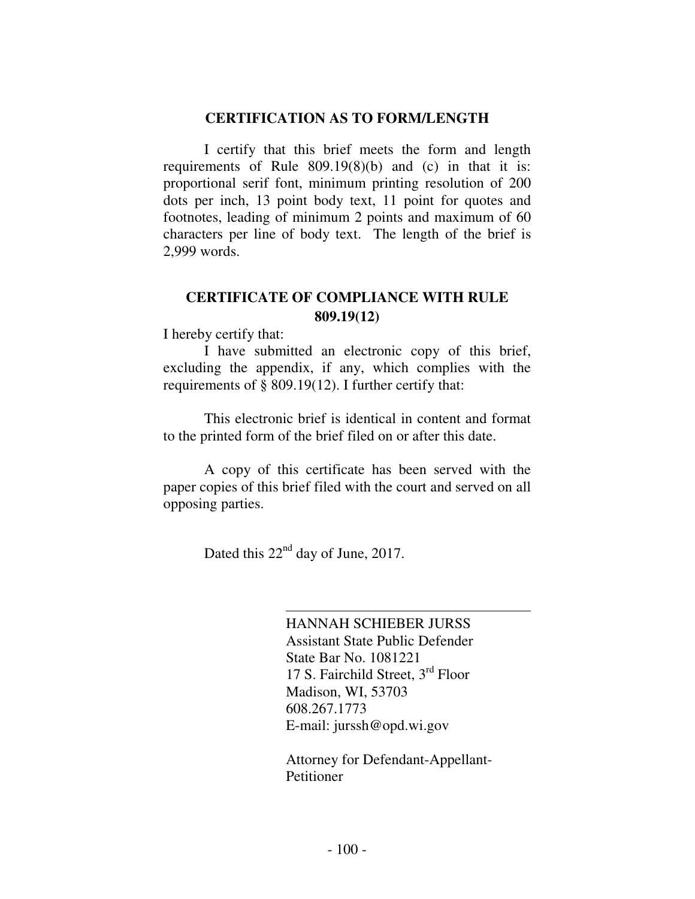**CERTIFICATION AS TO FORM/LENGTH**

I certify that this brief meets the form and length requirements of Rule 809.19(8)(b) and (c) in that it is: proportional serif font, minimum printing resolution of 200 dots per inch, 13 point body text, 11 point for quotes and footnotes, leading of minimum 2 points and maximum of 60 characters per line of body text. The length of the brief is 2,999 words.

**CERTIFICATE OF COMPLIANCE WITH RULE 809.19(12)**

I hereby certify that:

I have submitted an electronic copy of this brief, excluding the appendix, if any, which complies with the requirements of § 809.19(12). I further certify that:

This electronic brief is identical in content and format to the printed form of the brief filed on or after this date.

A copy of this certificate has been served with the paper copies of this brief filed with the court and served on all opposing parties.

Dated this 22nd day of June, 2017.

\_\_\_\_\_\_\_\_\_\_\_\_\_\_\_\_\_\_\_\_\_\_\_\_\_\_\_\_\_\_\_\_

HANNAH SCHIEBER JURSS
Assistant State Public Defender
State Bar No. 1081221
17 S. Fairchild Street, 3rd Floor
Madison, WI, 53703
608.267.1773
E-mail: jurssh@opd.wi.gov

Attorney for Defendant-Appellant-Petitioner